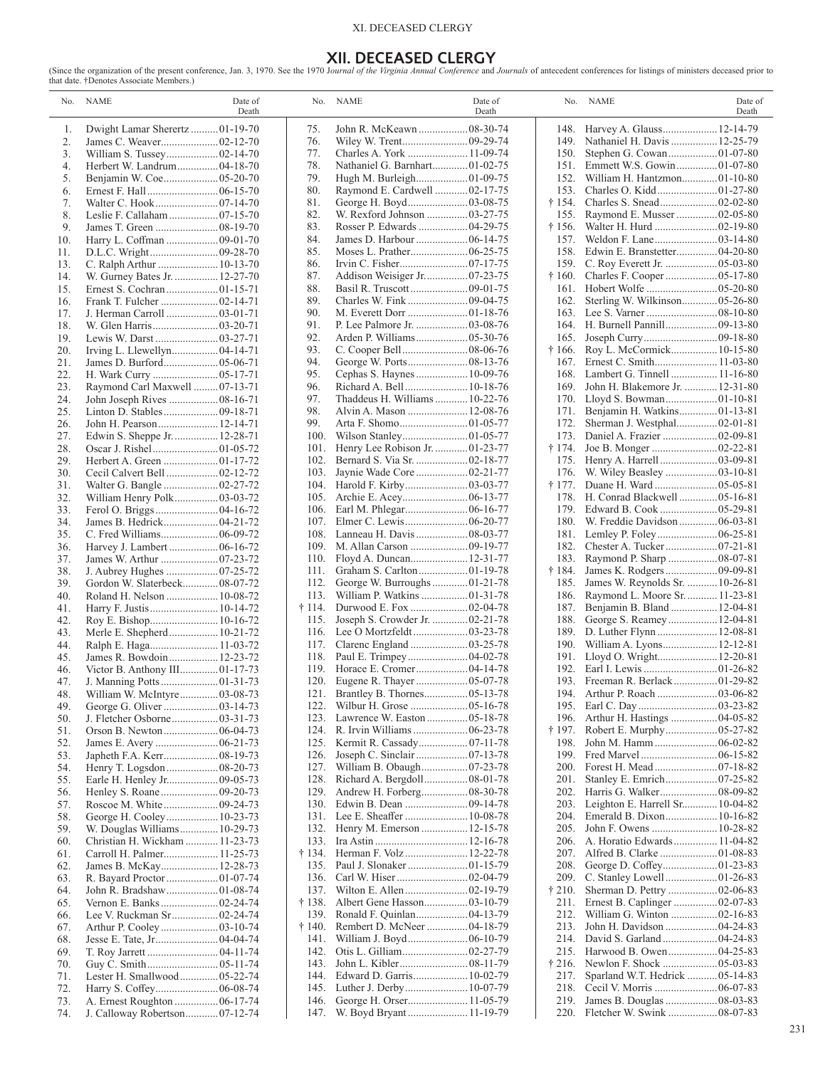## XII. DECEASED CLERGY

(Since the organization of the present conference, Jan. 3, 1970. See the 1970 *Journal of the Virginia Annual Conference* and *Journals* of antecedent conferences for listings of ministers deceased prior to that date. †Denotes Associate Members.)

| No. | NAME | Date of Death |
|---|---|---|
| 1. | Dwight Lamar Sherertz | 01-19-70 |
| 2. | James C. Weaver | 02-12-70 |
| 3. | William S. Tussey | 02-14-70 |
| 4. | Herbert W. Landrum | 04-18-70 |
| 5. | Benjamin W. Coe | 05-20-70 |
| 6. | Ernest F. Hall | 06-15-70 |
| 7. | Walter C. Hook | 07-14-70 |
| 8. | Leslie F. Callaham | 07-15-70 |
| 9. | James T. Green | 08-19-70 |
| 10. | Harry L. Coffman | 09-01-70 |
| 11. | D.L.C. Wright | 09-28-70 |
| 13. | C. Ralph Arthur | 10-13-70 |
| 14. | W. Gurney Bates Jr. | 12-27-70 |
| 15. | Ernest S. Cochran | 01-15-71 |
| 16. | Frank T. Fulcher | 02-14-71 |
| 17. | J. Herman Carroll | 03-01-71 |
| 18. | W. Glen Harris | 03-20-71 |
| 19. | Lewis W. Darst | 03-27-71 |
| 20. | Irving L. Llewellyn | 04-14-71 |
| 21. | James D. Burford | 05-06-71 |
| 22. | H. Wark Curry | 05-17-71 |
| 23. | Raymond Carl Maxwell | 07-13-71 |
| 24. | John Joseph Rives | 08-16-71 |
| 25. | Linton D. Stables | 09-18-71 |
| 26. | John H. Pearson | 12-14-71 |
| 27. | Edwin S. Sheppe Jr. | 12-28-71 |
| 28. | Oscar J. Rishel | 01-05-72 |
| 29. | Herbert A. Green | 01-17-72 |
| 30. | Cecil Calvert Bell | 02-12-72 |
| 31. | Walter G. Bangle | 02-27-72 |
| 32. | William Henry Polk | 03-03-72 |
| 33. | Ferol O. Briggs | 04-16-72 |
| 34. | James B. Hedrick | 04-21-72 |
| 35. | C. Fred Williams | 06-09-72 |
| 36. | Harvey J. Lambert | 06-16-72 |
| 37. | James W. Arthur | 07-23-72 |
| 38. | J. Aubrey Hughes | 07-25-72 |
| 39. | Gordon W. Slaterbeck | 08-07-72 |
| 40. | Roland H. Nelson | 10-08-72 |
| 41. | Harry F. Justis | 10-14-72 |
| 42. | Roy E. Bishop | 10-16-72 |
| 43. | Merle E. Shepherd | 10-21-72 |
| 44. | Ralph E. Haga | 11-03-72 |
| 45. | James R. Bowdoin | 12-23-72 |
| 46. | Victor B. Anthony III | 01-17-73 |
| 47. | J. Manning Potts | 01-31-73 |
| 48. | William W. McIntyre | 03-08-73 |
| 49. | George G. Oliver | 03-14-73 |
| 50. | J. Fletcher Osborne | 03-31-73 |
| 51. | Orson B. Newton | 06-04-73 |
| 52. | James E. Avery | 06-21-73 |
| 53. | Japheth F.A. Kerr | 08-19-73 |
| 54. | Henry T. Logsdon | 08-20-73 |
| 55. | Earle H. Henley Jr. | 09-05-73 |
| 56. | Henley S. Roane | 09-20-73 |
| 57. | Roscoe M. White | 09-24-73 |
| 58. | George H. Cooley | 10-23-73 |
| 59. | W. Douglas Williams | 10-29-73 |
| 60. | Christian H. Wickham | 11-23-73 |
| 61. | Carroll H. Palmer | 11-25-73 |
| 62. | James B. McKay | 12-28-73 |
| 63. | R. Bayard Proctor | 01-07-74 |
| 64. | John R. Bradshaw | 01-08-74 |
| 65. | Vernon E. Banks | 02-24-74 |
| 66. | Lee V. Ruckman Sr | 02-24-74 |
| 67. | Arthur P. Cooley | 03-10-74 |
| 68. | Jesse E. Tate, Jr | 04-04-74 |
| 69. | T. Roy Jarrett | 04-11-74 |
| 70. | Guy C. Smith | 05-11-74 |
| 71. | Lester H. Smallwood | 05-22-74 |
| 72. | Harry S. Coffey | 06-08-74 |
| 73. | A. Ernest Roughton | 06-17-74 |
| 74. | J. Calloway Robertson | 07-12-74 |
| 75. | John R. McKeawn | 08-30-74 |
| 76. | Wiley W. Trent | 09-29-74 |
| 77. | Charles A. York | 11-09-74 |
| 78. | Nathaniel G. Barnhart | 01-02-75 |
| 79. | Hugh M. Burleigh | 01-09-75 |
| 80. | Raymond E. Cardwell | 02-17-75 |
| 81. | George H. Boyd | 03-08-75 |
| 82. | W. Rexford Johnson | 03-27-75 |
| 83. | Rosser P. Edwards | 04-29-75 |
| 84. | James D. Harbour | 06-14-75 |
| 85. | Moses L. Prather | 06-25-75 |
| 86. | Irvin C. Fisher | 07-17-75 |
| 87. | Addison Weisiger Jr. | 07-23-75 |
| 88. | Basil R. Truscott | 09-01-75 |
| 89. | Charles W. Fink | 09-04-75 |
| 90. | M. Everett Dorr | 01-18-76 |
| 91. | P. Lee Palmore Jr. | 03-08-76 |
| 92. | Arden P. Williams | 05-30-76 |
| 93. | C. Cooper Bell | 08-06-76 |
| 94. | George W. Ports | 08-13-76 |
| 95. | Cephas S. Haynes | 10-09-76 |
| 96. | Richard A. Bell | 10-18-76 |
| 97. | Thaddeus H. Williams | 10-22-76 |
| 98. | Alvin A. Mason | 12-08-76 |
| 99. | Arta F. Shomo | 01-05-77 |
| 100. | Wilson Stanley | 01-05-77 |
| 101. | Henry Lee Robison Jr. | 01-23-77 |
| 102. | Bernard S. Via Sr. | 02-18-77 |
| 103. | Jaynie Wade Core | 02-21-77 |
| 104. | Harold F. Kirby | 03-03-77 |
| 105. | Archie E. Acey | 06-13-77 |
| 106. | Earl M. Phlegar | 06-16-77 |
| 107. | Elmer C. Lewis | 06-20-77 |
| 108. | Lanneau H. Davis | 08-03-77 |
| 109. | M. Allan Carson | 09-19-77 |
| 110. | Floyd A. Duncan | 12-31-77 |
| 111. | Graham S. Carlton | 01-19-78 |
| 112. | George W. Burroughs | 01-21-78 |
| 113. | William P. Watkins | 01-31-78 |
| † 114. | Durwood E. Fox | 02-04-78 |
| 115. | Joseph S. Crowder Jr. | 02-21-78 |
| 116. | Lee O Mortzfeldt | 03-23-78 |
| 117. | Clarenc England | 03-25-78 |
| 118. | Paul E. Trimpey | 04-02-78 |
| 119. | Horace E. Cromer | 04-14-78 |
| 120. | Eugene R. Thayer | 05-07-78 |
| 121. | Brantley B. Thornes | 05-13-78 |
| 122. | Wilbur H. Grose | 05-16-78 |
| 123. | Lawrence W. Easton | 05-18-78 |
| 124. | R. Irvin Williams | 06-23-78 |
| 125. | Kermit R. Cassady | 07-11-78 |
| 126. | Joseph C. Sinclair | 07-13-78 |
| 127. | William B. Obaugh | 07-23-78 |
| 128. | Richard A. Bergdoll | 08-01-78 |
| 129. | Andrew H. Forberg | 08-30-78 |
| 130. | Edwin B. Dean | 09-14-78 |
| 131. | Lee E. Sheaffer | 10-08-78 |
| 132. | Henry M. Emerson | 12-15-78 |
| 133. | Ira Astin | 12-16-78 |
| † 134. | Herman F. Volz | 12-22-78 |
| 135. | Paul J. Slonaker | 01-15-79 |
| 136. | Carl W. Hiser | 02-04-79 |
| 137. | Wilton E. Allen | 02-19-79 |
| † 138. | Albert Gene Hasson | 03-10-79 |
| 139. | Ronald F. Quinlan | 04-13-79 |
| † 140. | Rembert D. McNeer | 04-18-79 |
| 141. | William J. Boyd | 06-10-79 |
| 142. | Otis L. Gilliam | 02-27-79 |
| 143. | John L. Kibler | 08-11-79 |
| 144. | Edward D. Garris | 10-02-79 |
| 145. | Luther J. Derby | 10-07-79 |
| 146. | George H. Orser | 11-05-79 |
| 147. | W. Boyd Bryant | 11-19-79 |
| 148. | Harvey A. Glauss | 12-14-79 |
| 149. | Nathaniel H. Davis | 12-25-79 |
| 150. | Stephen G. Cowan | 01-07-80 |
| 151. | Emmett W.S. Gowin | 01-07-80 |
| 152. | William H. Hantzmon | 01-10-80 |
| 153. | Charles O. Kidd | 01-27-80 |
| † 154. | Charles S. Snead | 02-02-80 |
| 155. | Raymond E. Musser | 02-05-80 |
| † 156. | Walter H. Hurd | 02-19-80 |
| 157. | Weldon F. Lane | 03-14-80 |
| 158. | Edwin E. Branstetter | 04-20-80 |
| 159. | C. Roy Everett Jr. | 05-03-80 |
| † 160. | Charles F. Cooper | 05-17-80 |
| 161. | Hobert Wolfe | 05-20-80 |
| 162. | Sterling W. Wilkinson | 05-26-80 |
| 163. | Lee S. Varner | 08-10-80 |
| 164. | H. Burnell Pannill | 09-13-80 |
| 165. | Joseph Curry | 09-18-80 |
| † 166. | Roy L. McCormick | 10-15-80 |
| 167. | Ernest C. Smith | 11-03-80 |
| 168. | Lambert G. Tinnell | 11-16-80 |
| 169. | John H. Blakemore Jr. | 12-31-80 |
| 170. | Lloyd S. Bowman | 01-10-81 |
| 171. | Benjamin H. Watkins | 01-13-81 |
| 172. | Sherman J. Westphal | 02-01-81 |
| 173. | Daniel A. Frazier | 02-09-81 |
| † 174. | Joe B. Monger | 02-22-81 |
| 175. | Henry A. Harrell | 03-09-81 |
| 176. | W. Wiley Beasley | 03-10-81 |
| † 177. | Duane H. Ward | 05-05-81 |
| 178. | H. Conrad Blackwell | 05-16-81 |
| 179. | Edward B. Cook | 05-29-81 |
| 180. | W. Freddie Davidson | 06-03-81 |
| 181. | Lemley P. Foley | 06-25-81 |
| 182. | Chester A. Tucker | 07-21-81 |
| 183. | Raymond P. Sharp | 08-07-81 |
| † 184. | James K. Rodgers | 09-09-81 |
| 185. | James W. Reynolds Sr. | 10-26-81 |
| 186. | Raymond L. Moore Sr. | 11-23-81 |
| 187. | Benjamin B. Bland | 12-04-81 |
| 188. | George S. Reamey | 12-04-81 |
| 189. | D. Luther Flynn | 12-08-81 |
| 190. | William A. Lyons | 12-12-81 |
| 191. | Lloyd O. Wright | 12-20-81 |
| 192. | Earl I. Lewis | 01-26-82 |
| 193. | Freeman R. Berlack | 01-29-82 |
| 194. | Arthur P. Roach | 03-06-82 |
| 195. | Earl C. Day | 03-23-82 |
| 196. | Arthur H. Hastings | 04-05-82 |
| † 197. | Robert E. Murphy | 05-27-82 |
| 198. | John M. Hamm | 06-02-82 |
| 199. | Fred Marvel | 06-15-82 |
| 200. | Forest H. Mead | 07-18-82 |
| 201. | Stanley E. Emrich | 07-25-82 |
| 202. | Harris G. Walker | 08-09-82 |
| 203. | Leighton E. Harrell Sr. | 10-04-82 |
| 204. | Emerald B. Dixon | 10-16-82 |
| 205. | John F. Owens | 10-28-82 |
| 206. | A. Horatio Edwards | 11-04-82 |
| 207. | Alfred B. Clarke | 01-08-83 |
| 208. | George D. Coffey | 01-23-83 |
| 209. | C. Stanley Lowell | 01-26-83 |
| † 210. | Sherman D. Pettry | 02-06-83 |
| 211. | Ernest B. Caplinger | 02-07-83 |
| 212. | William G. Winton | 02-16-83 |
| 213. | John H. Davidson | 04-24-83 |
| 214. | David S. Garland | 04-24-83 |
| 215. | Harwood B. Owen | 04-25-83 |
| † 216. | Newlon F. Shock | 05-03-83 |
| 217. | Sparland W.T. Hedrick | 05-14-83 |
| 218. | Cecil V. Morris | 06-07-83 |
| 219. | James B. Douglas | 08-03-83 |
| 220. | Fletcher W. Swink | 08-07-83 |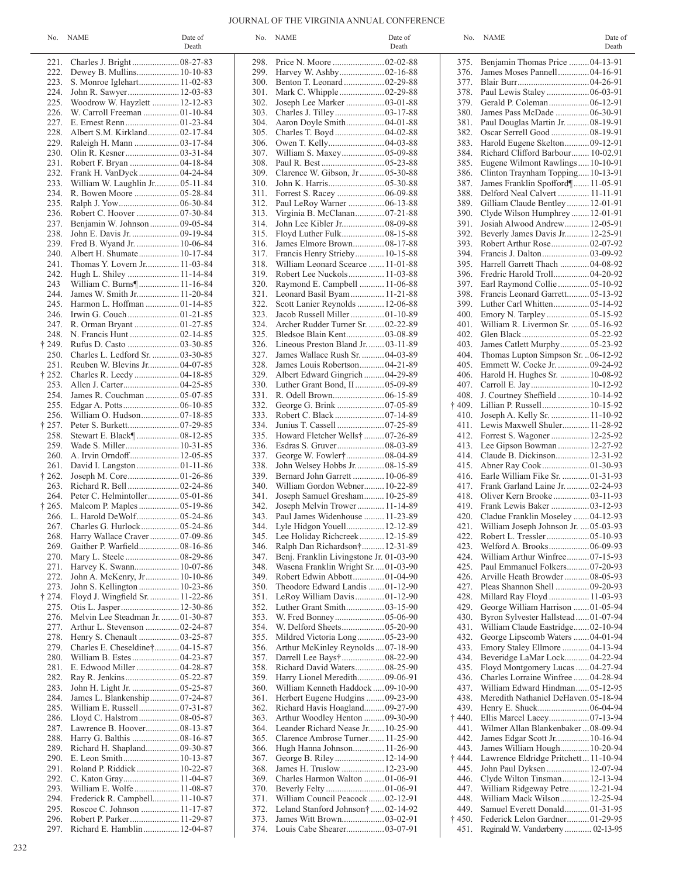| No. | NAME | Date of Death |
|---|---|---|
| 221. | Charles J. Bright | 08-27-83 |
| 222. | Dewey B. Mullins | 10-10-83 |
| 223. | S. Monroe Iglehart | 11-02-83 |
| 224. | John R. Sawyer | 12-03-83 |
| 225. | Woodrow W. Hayzlett | 12-12-83 |
| 226. | W. Carroll Freeman | 01-10-84 |
| 227. | E. Ernest Renn | 01-23-84 |
| 228. | Albert S.M. Kirkland | 02-17-84 |
| 229. | Raleigh H. Mann | 03-17-84 |
| 230. | Olin R. Kesner | 03-31-84 |
| 231. | Robert F. Bryan | 04-18-84 |
| 232. | Frank H. VanDyck | 04-24-84 |
| 233. | William W. Laughlin Jr. | 05-11-84 |
| 234. | R. Bowen Moore | 05-28-84 |
| 235. | Ralph J. Yow | 06-30-84 |
| 236. | Robert C. Hoover | 07-30-84 |
| 237. | Benjamin W. Johnson | 09-05-84 |
| 238. | John E. Davis Jr. | 09-19-84 |
| 239. | Fred B. Wyand Jr. | 10-06-84 |
| 240. | Albert H. Shumate | 10-17-84 |
| 241. | Thomas Y. Lovern Jr. | 11-03-84 |
| 242. | Hugh L. Shiley | 11-14-84 |
| 243 | William C. Burns¶ | 11-16-84 |
| 244. | James W. Smith Jr. | 11-20-84 |
| 245. | Harmon L. Hoffman | 01-14-85 |
| 246. | Irwin G. Couch | 01-21-85 |
| 247. | R. Orman Bryant | 01-27-85 |
| 248. | N. Francis Hunt | 02-14-85 |
| † 249. | Rufus D. Casto | 03-30-85 |
| 250. | Charles L. Ledford Sr. | 03-30-85 |
| 251. | Reuben W. Blevins Jr. | 04-07-85 |
| † 252. | Charles R. Leedy | 04-18-85 |
| 253. | Allen J. Carter | 04-25-85 |
| 254. | James R. Couchman | 05-07-85 |
| 255. | Edgar A. Potts | 06-10-85 |
| 256. | William O. Hudson | 07-18-85 |
| † 257. | Peter S. Burkett | 07-29-85 |
| 258. | Stewart E. Black¶ | 08-12-85 |
| 259. | Wade S. Miller | 10-31-85 |
| 260. | A. Irvin Orndoff | 12-05-85 |
| 261. | David I. Langston | 01-11-86 |
| † 262. | Joseph M. Core | 01-26-86 |
| 263. | Richard R. Bell | 02-24-86 |
| 264. | Peter C. Helmintoller | 05-01-86 |
| † 265. | Malcom P. Maples | 05-19-86 |
| 266. | L. Harold DeWolf | 05-24-86 |
| 267. | Charles G. Hurlock | 05-24-86 |
| 268. | Harry Wallace Craver | 07-09-86 |
| 269. | Gaither P. Warfield | 08-16-86 |
| 270. | Mary L. Steele | 08-29-86 |
| 271. | Harvey K. Swann | 10-07-86 |
| 272. | John A. McKenry, Jr | 10-10-86 |
| 273. | John S. Kellington | 10-23-86 |
| † 274. | Floyd J. Wingfield Sr. | 11-22-86 |
| 275. | Otis L. Jasper | 12-30-86 |
| 276. | Melvin Lee Steadman Jr. | 01-30-87 |
| 277. | Arthur L. Stevenson | 02-24-87 |
| 278. | Henry S. Chenault | 03-25-87 |
| 279. | Charles E. Cheseldine† | 04-15-87 |
| 280. | William B. Estes | 04-23-87 |
| 281. | E. Edwood Miller | 04-28-87 |
| 282. | Ray R. Jenkins | 05-22-87 |
| 283. | John H. Light Jr. | 05-25-87 |
| 284. | James L. Blankenship | 07-24-87 |
| 285. | William E. Russell | 07-31-87 |
| 286. | Lloyd C. Halstrom | 08-05-87 |
| 287. | Lawrence B. Hoover | 08-13-87 |
| 288. | Harry G. Balthis | 08-16-87 |
| 289. | Richard H. Shapland | 09-30-87 |
| 290. | E. Leon Smith | 10-13-87 |
| 291. | Roland P. Riddick | 10-22-87 |
| 292. | C. Katon Gray | 11-04-87 |
| 293. | William E. Wolfe | 11-08-87 |
| 294. | Frederick R. Campbell | 11-10-87 |
| 295. | Roscoe C. Johnson | 11-17-87 |
| 296. | Robert P. Parker | 11-29-87 |
| 297. | Richard E. Hamblin | 12-04-87 |
| 298. | Price N. Moore | 02-02-88 |
| 299. | Harvey W. Ashby | 02-16-88 |
| 300. | Benton T. Leonard | 02-29-88 |
| 301. | Mark C. Whipple | 02-29-88 |
| 302. | Joseph Lee Marker | 03-01-88 |
| 303. | Charles J. Tilley | 03-17-88 |
| 304. | Aaron Doyle Smith | 04-01-88 |
| 305. | Charles T. Boyd | 04-02-88 |
| 306. | Owen T. Kelly | 04-03-88 |
| 307. | William S. Maxey | 05-09-88 |
| 308. | Paul R. Best | 05-23-88 |
| 309. | Clarence W. Gibson, Jr | 05-30-88 |
| 310. | John K. Harris | 05-30-88 |
| 311. | Forrest S. Racey | 06-09-88 |
| 312. | Paul LeRoy Warner | 06-13-88 |
| 313. | Virginia B. McClanan | 07-21-88 |
| 314. | John Lee Kibler Jr. | 08-09-88 |
| 315. | Floyd Luther Fulk | 08-15-88 |
| 316. | James Elmore Brown | 08-17-88 |
| 317. | Francis Henry Strieby | 10-15-88 |
| 318. | William Leonard Scearce | 11-01-88 |
| 319. | Robert Lee Nuckols | 11-03-88 |
| 320. | Raymond E. Campbell | 11-06-88 |
| 321. | Leonard Basil Byam | 11-21-88 |
| 322. | Scott Lanier Reynolds | 12-06-88 |
| 323. | Jacob Russell Miller | 01-10-89 |
| 324. | Archer Rudder Turner Sr. | 02-22-89 |
| 325. | Bledsoe Blain Kent | 03-08-89 |
| 326. | Lineous Preston Bland Jr. | 03-11-89 |
| 327. | James Wallace Rush Sr. | 04-03-89 |
| 328. | James Louis Robertson | 04-21-89 |
| 329. | Albert Edward Gingrich | 04-29-89 |
| 330. | Luther Grant Bond, II | 05-09-89 |
| 331. | R. Odell Brown | 06-15-89 |
| 332. | George G. Brink | 07-05-89 |
| 333. | Robert C. Black | 07-14-89 |
| 334. | Junius T. Cassell | 07-25-89 |
| 335. | Howard Fletcher Wells† | 07-26-89 |
| 336. | Esdras S. Gruver | 08-03-89 |
| 337. | George W. Fowler† | 08-04-89 |
| 338. | John Welsey Hobbs Jr. | 08-15-89 |
| 339. | Bernard John Garrett | 10-06-89 |
| 340. | William Gordon Webner | 10-22-89 |
| 341. | Joseph Samuel Gresham | 10-25-89 |
| 342. | Joseph Melvin Trower | 11-14-89 |
| 343. | Paul James Widenhouse | 11-23-89 |
| 344. | Lyle Hidgon Youell | 12-12-89 |
| 345. | Lee Holiday Richcreek | 12-15-89 |
| 346. | Ralph Dan Richardson† | 12-31-89 |
| 347. | Benj. Franklin Livingstone Jr. | 01-03-90 |
| 348. | Wasena Franklin Wright Sr. | 01-03-90 |
| 349. | Robert Edwin Abbott | 01-04-90 |
| 350. | Theodore Edward Landis | 01-12-90 |
| 351. | LeRoy William Davis | 01-12-90 |
| 352. | Luther Grant Smith | 03-15-90 |
| 353. | W. Fred Bonney | 05-06-90 |
| 354. | W. Delford Sheets | 05-20-90 |
| 355. | Mildred Victoria Long | 05-23-90 |
| 356. | Arthur McKinley Reynolds | 07-18-90 |
| 357. | Darrell Lee Bays† | 08-22-90 |
| 358. | Richard David Waters | 08-25-90 |
| 359. | Harry Lionel Meredith | 09-06-91 |
| 360. | William Kenneth Haddock | 09-10-90 |
| 361. | Herbert Eugene Hudgins | 09-23-90 |
| 362. | Richard Havis Hoagland | 09-27-90 |
| 363. | Arthur Woodley Henton | 09-30-90 |
| 364. | Leander Richard Nease Jr. | 10-25-90 |
| 365. | Clarence Ambrose Turner | 11-25-90 |
| 366. | Hugh Hanna Johnson | 11-26-90 |
| 367. | George B. Riley | 12-14-90 |
| 368. | James H. Truslow | 12-23-90 |
| 369. | Charles Harmon Walton | 01-06-91 |
| 370. | Beverly Felty | 01-06-91 |
| 371. | William Council Peacock | 02-12-91 |
| 372. | Leland Stanford Johnson† | 02-14-92 |
| 373. | James Witt Brown | 03-02-91 |
| 374. | Louis Cabe Shearer | 03-07-91 |
| 375. | Benjamin Thomas Price | 04-13-91 |
| 376. | James Moses Pannell | 04-16-91 |
| 377. | Blair Burr | 04-26-91 |
| 378. | Paul Lewis Staley | 06-03-91 |
| 379. | Gerald P. Coleman | 06-12-91 |
| 380. | James Pass McDade | 06-30-91 |
| 381. | Paul Douglas Martin Jr. | 08-19-91 |
| 382. | Oscar Serrell Good | 08-19-91 |
| 383. | Harold Eugene Skelton | 09-12-91 |
| 384. | Richard Clifford Barbour | 10-02.91 |
| 385. | Eugene Wilmont Rawlings | 10-10-91 |
| 386. | Clinton Traynham Topping | 10-13-91 |
| 387. | James Franklin Spofford¶ | 11-05-91 |
| 388. | Delford Neal Calvert | 11-11-91 |
| 389. | Gilliam Claude Bentley | 12-01-91 |
| 390. | Clyde Wilson Humphrey | 12-01-91 |
| 391. | Josiah Alwood Andrew | 12-05-91 |
| 392. | Beverly James Davis Jr. | 12-25-91 |
| 393. | Robert Arthur Rose | 02-07-92 |
| 394. | Francis J. Dalton | 03-09-92 |
| 395. | Harrell Garrett Thach | 04-08-92 |
| 396. | Fredric Harold Troll | 04-20-92 |
| 397. | Earl Raymond Collie | 05-10-92 |
| 398. | Francis Leonard Garrett | 05-13-92 |
| 399. | Luther Carl Whitten | 05-14-92 |
| 400. | Emory N. Tarpley | 05-15-92 |
| 401. | William R. Livermon Sr. | 05-16-92 |
| 402. | Glen Black | 05-22-92 |
| 403. | James Catlett Murphy | 05-23-92 |
| 404. | Thomas Lupton Simpson Sr. | 06-12-92 |
| 405. | Emmett W. Cocke Jr. | 09-24-92 |
| 406. | Harold H. Hughes Sr. | 10-08-92 |
| 407. | Carroll E. Jay | 10-12-92 |
| 408. | J. Courtney Sheffield | 10-14-92 |
| † 409. | Lillian P. Russell | 10-15-92 |
| 410. | Joseph A. Kelly Sr. | 11-10-92 |
| 411. | Lewis Maxwell Shuler | 11-28-92 |
| 412. | Forrest S. Wagoner | 12-25-92 |
| 413. | Lee Gipson Bowman | 12-27-92 |
| 414. | Claude B. Dickinson | 12-31-92 |
| 415. | Abner Ray Cook | 01-30-93 |
| 416. | Earle William Fike Sr. | 01-31-93 |
| 417. | Frank Garland Laine Jr. | 02-24-93 |
| 418. | Oliver Kern Brooke | 03-11-93 |
| 419. | Frank Lewis Baker | 03-12-93 |
| 420. | Cladue Franklin Moseley | 04-12-93 |
| 421. | William Joseph Johnson Jr. | 05-03-93 |
| 422. | Robert L. Tressler | 05-10-93 |
| 423. | Welford A. Brooks | 06-09-93 |
| 424. | William Arthur Winfree | 07-15-93 |
| 425. | Paul Emmanuel Folkers | 07-20-93 |
| 426. | Arville Heath Browder | 08-05-93 |
| 427. | Pleas Shannon Shell | 09-20-93 |
| 428. | Millard Ray Floyd | 11-03-93 |
| 429. | George William Harrison | 01-05-94 |
| 430. | Byron Sylvester Hallstead | 01-07-94 |
| 431. | William Claude Eastridge | 02-10-94 |
| 432. | George Lipscomb Waters | 04-01-94 |
| 433. | Emory Staley Ellmore | 04-13-94 |
| 434. | Beveridge LaMar Lock | 04-22-94 |
| 435. | Floyd Montgomery Lucas | 04-27-94 |
| 436. | Charles Lorraine Winfree | 04-28-94 |
| 437. | William Edward Hindman | 05-12-95 |
| 438. | Meredith Nathaniel DeHaven | 05-18-94 |
| 439. | Henry E. Shuck | 06-04-94 |
| † 440. | Ellis Marcel Lacey | 07-13-94 |
| 441. | Wilmer Allan Blankenbaker | 08-09-94 |
| 442. | James Edgar Scott Jr. | 10-16-94 |
| 443. | James William Hough | 10-20-94 |
| † 444. | Lawrence Eldridge Pritchett | 11-10-94 |
| 445. | John Paul Dyksen | 12-07-94 |
| 446. | Clyde Wilton Tinsman | 12-13-94 |
| 447. | William Ridgeway Petre | 12-21-94 |
| 448. | William Mack Wilson | 12-25-94 |
| 449. | Samuel Everett Donald | 01-31-95 |
| † 450. | Federick Lelon Gardner | 01-29-95 |
| 451. | Reginald W. Vanderberry | 02-13-95 |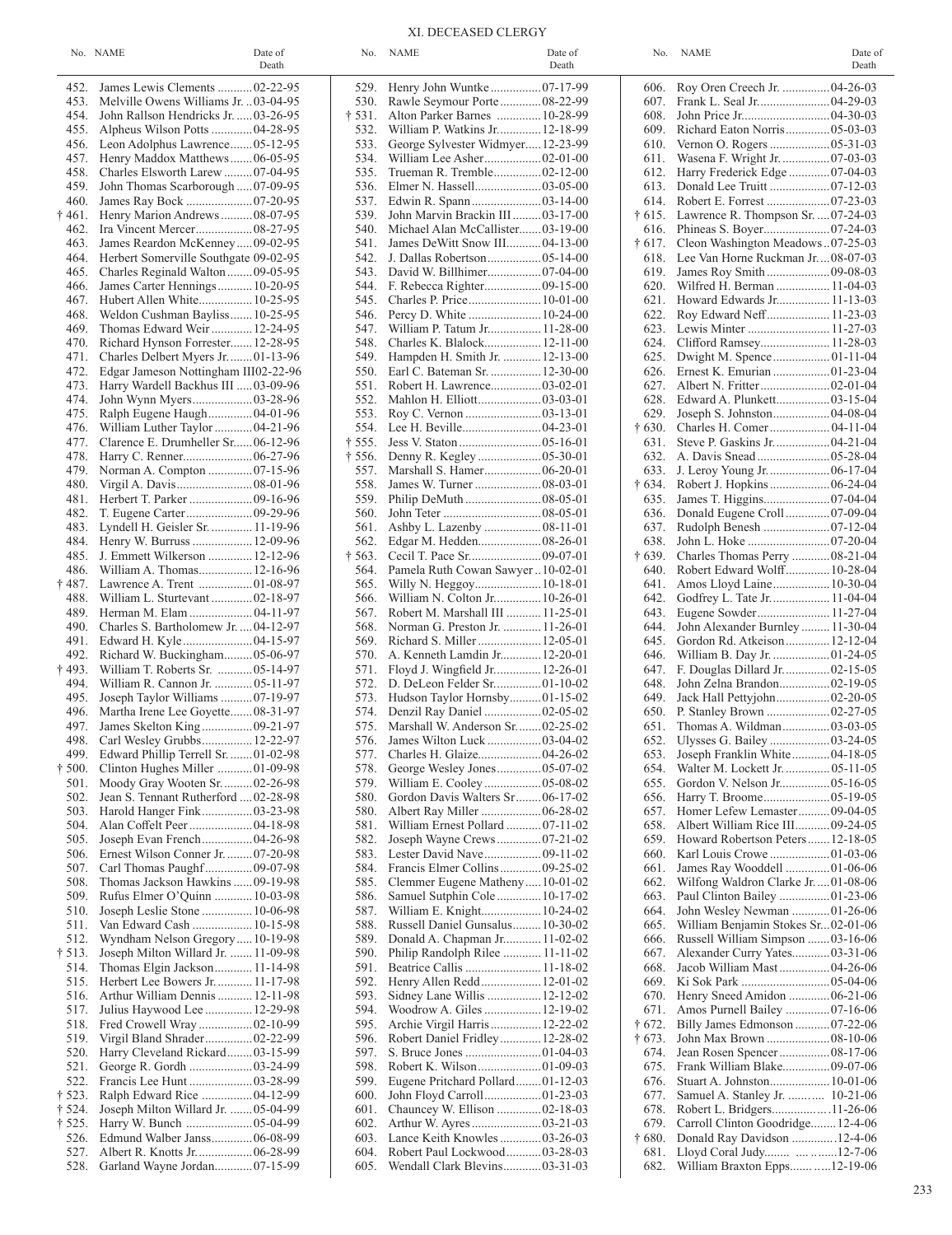# XI. DECEASED CLERGY

| No. | NAME | Date of Death |
|---|---|---|
| 452. | James Lewis Clements | 02-22-95 |
| 453. | Melville Owens Williams Jr. | 03-04-95 |
| 454. | John Rallson Hendricks Jr. | 03-26-95 |
| 455. | Alpheus Wilson Potts | 04-28-95 |
| 456. | Leon Adolphus Lawrence | 05-12-95 |
| 457. | Henry Maddox Matthews | 06-05-95 |
| 458. | Charles Elsworth Larew | 07-04-95 |
| 459. | John Thomas Scarborough | 07-09-95 |
| 460. | James Ray Bock | 07-20-95 |
| † 461. | Henry Marion Andrews | 08-07-95 |
| 462. | Ira Vincent Mercer | 08-27-95 |
| 463. | James Reardon McKenney | 09-02-95 |
| 464. | Herbert Somerville Southgate | 09-02-95 |
| 465. | Charles Reginald Walton | 09-05-95 |
| 466. | James Carter Hennings | 10-20-95 |
| 467. | Hubert Allen White | 10-25-95 |
| 468. | Weldon Cushman Bayliss | 10-25-95 |
| 469. | Thomas Edward Weir | 12-24-95 |
| 470. | Richard Hynson Forrester | 12-28-95 |
| 471. | Charles Delbert Myers Jr. | 01-13-96 |
| 472. | Edgar Jameson Nottingham III | 02-22-96 |
| 473. | Harry Wardell Backhus III | 03-09-96 |
| 474. | John Wynn Myers | 03-28-96 |
| 475. | Ralph Eugene Haugh | 04-01-96 |
| 476. | William Luther Taylor | 04-21-96 |
| 477. | Clarence E. Drumheller Sr. | 06-12-96 |
| 478. | Harry C. Renner | 06-27-96 |
| 479. | Norman A. Compton | 07-15-96 |
| 480. | Virgil A. Davis | 08-01-96 |
| 481. | Herbert T. Parker | 09-16-96 |
| 482. | T. Eugene Carter | 09-29-96 |
| 483. | Lyndell H. Geisler Sr. | 11-19-96 |
| 484. | Henry W. Burruss | 12-09-96 |
| 485. | J. Emmett Wilkerson | 12-12-96 |
| 486. | William A. Thomas | 12-16-96 |
| † 487. | Lawrence A. Trent | 01-08-97 |
| 488. | William L. Sturtevant | 02-18-97 |
| 489. | Herman M. Elam | 04-11-97 |
| 490. | Charles S. Bartholomew Jr. | 04-12-97 |
| 491. | Edward H. Kyle | 04-15-97 |
| 492. | Richard W. Buckingham | 05-06-97 |
| † 493. | William T. Roberts Sr. | 05-14-97 |
| 494. | William R. Cannon Jr. | 05-11-97 |
| 495. | Joseph Taylor Williams | 07-19-97 |
| 496. | Martha Irene Lee Goyette | 08-31-97 |
| 497. | James Skelton King | 09-21-97 |
| 498. | Carl Wesley Grubbs | 12-22-97 |
| 499. | Edward Phillip Terrell Sr. | 01-02-98 |
| † 500. | Clinton Hughes Miller | 01-09-98 |
| 501. | Moody Gray Wooten Sr. | 02-26-98 |
| 502. | Jean S. Tennant Rutherford | 02-28-98 |
| 503. | Harold Hanger Fink | 03-23-98 |
| 504. | Alan Coffelt Peer | 04-18-98 |
| 505. | Joseph Evan French | 04-26-98 |
| 506. | Ernest Wilson Conner Jr. | 07-20-98 |
| 507. | Carl Thomas Paughf | 09-07-98 |
| 508. | Thomas Jackson Hawkins | 09-19-98 |
| 509. | Rufus Elmer O'Quinn | 10-03-98 |
| 510. | Joseph Leslie Stone | 10-06-98 |
| 511. | Van Edward Cash | 10-15-98 |
| 512. | Wyndham Nelson Gregory | 10-19-98 |
| † 513. | Joseph Milton Willard Jr. | 11-09-98 |
| 514. | Thomas Elgin Jackson | 11-14-98 |
| 515. | Herbert Lee Bowers Jr. | 11-17-98 |
| 516. | Arthur William Dennis | 12-11-98 |
| 517. | Julius Haywood Lee | 12-29-98 |
| 518. | Fred Crowell Wray | 02-10-99 |
| 519. | Virgil Bland Shrader | 02-22-99 |
| 520. | Harry Cleveland Rickard | 03-15-99 |
| 521. | George R. Gordh | 03-24-99 |
| 522. | Francis Lee Hunt | 03-28-99 |
| † 523. | Ralph Edward Rice | 04-12-99 |
| † 524. | Joseph Milton Willard Jr. | 05-04-99 |
| † 525. | Harry W. Bunch | 05-04-99 |
| 526. | Edmund Walber Janss | 06-08-99 |
| 527. | Albert R. Knotts Jr. | 06-28-99 |
| 528. | Garland Wayne Jordan | 07-15-99 |
| 529. | Henry John Wuntke | 07-17-99 |
| 530. | Rawle Seymour Porte | 08-22-99 |
| † 531. | Alton Parker Barnes | 10-28-99 |
| 532. | William P. Watkins Jr. | 12-18-99 |
| 533. | George Sylvester Widmyer | 12-23-99 |
| 534. | William Lee Asher | 02-01-00 |
| 535. | Trueman R. Tremble | 02-12-00 |
| 536. | Elmer N. Hassell | 03-05-00 |
| 537. | Edwin R. Spann | 03-14-00 |
| 539. | John Marvin Brackin III | 03-17-00 |
| 540. | Michael Alan McCallister | 03-19-00 |
| 541. | James DeWitt Snow III | 04-13-00 |
| 542. | J. Dallas Robertson | 05-14-00 |
| 543. | David W. Billhimer | 07-04-00 |
| 544. | F. Rebecca Righter | 09-15-00 |
| 545. | Charles P. Price | 10-01-00 |
| 546. | Percy D. White | 10-24-00 |
| 547. | William P. Tatum Jr. | 11-28-00 |
| 548. | Charles K. Blalock | 12-11-00 |
| 549. | Hampden H. Smith Jr. | 12-13-00 |
| 550. | Earl C. Bateman Sr. | 12-30-00 |
| 551. | Robert H. Lawrence | 03-02-01 |
| 552. | Mahlon H. Elliott | 03-03-01 |
| 553. | Roy C. Vernon | 03-13-01 |
| 554. | Lee H. Beville | 04-23-01 |
| † 555. | Jess V. Staton | 05-16-01 |
| † 556. | Denny R. Kegley | 05-30-01 |
| 557. | Marshall S. Hamer | 06-20-01 |
| 558. | James W. Turner | 08-03-01 |
| 559. | Philip DeMuth | 08-05-01 |
| 560. | John Teter | 08-05-01 |
| 561. | Ashby L. Lazenby | 08-11-01 |
| 562. | Edgar M. Hedden | 08-26-01 |
| † 563. | Cecil T. Pace Sr. | 09-07-01 |
| 564. | Pamela Ruth Cowan Sawyer | 10-02-01 |
| 565. | Willy N. Heggoy | 10-18-01 |
| 566. | William N. Colton Jr. | 10-26-01 |
| 567. | Robert M. Marshall III | 11-25-01 |
| 568. | Norman G. Preston Jr. | 11-26-01 |
| 569. | Richard S. Miller | 12-05-01 |
| 570. | A. Kenneth Lamdin Jr. | 12-20-01 |
| 571. | Floyd J. Wingfield Jr. | 12-26-01 |
| 572. | D. DeLeon Felder Sr. | 01-10-02 |
| 573. | Hudson Taylor Hornsby | 01-15-02 |
| 574. | Denzil Ray Daniel | 02-05-02 |
| 575. | Marshall W. Anderson Sr. | 02-25-02 |
| 576. | James Wilton Luck | 03-04-02 |
| 577. | Charles H. Glaize | 04-26-02 |
| 578. | George Wesley Jones | 05-07-02 |
| 579. | William E. Cooley | 05-08-02 |
| 580. | Gordon Davis Walters Sr | 06-17-02 |
| 580. | Albert Ray Miller | 06-28-02 |
| 581. | William Ernest Pollard | 07-11-02 |
| 582. | Joseph Wayne Crews | 07-21-02 |
| 583. | Lester David Nave | 09-11-02 |
| 584. | Francis Elmer Collins | 09-25-02 |
| 585. | Clemmer Eugene Matheny | 10-01-02 |
| 586. | Samuel Sutphin Cole | 10-17-02 |
| 587. | William E. Knight | 10-24-02 |
| 588. | Russell Daniel Gunsalus | 10-30-02 |
| 589. | Donald A. Chapman Jr. | 11-02-02 |
| 590. | Philip Randolph Rilee | 11-11-02 |
| 591. | Beatrice Callis | 11-18-02 |
| 592. | Henry Allen Redd | 12-01-02 |
| 593. | Sidney Lane Willis | 12-12-02 |
| 594. | Woodrow A. Giles | 12-19-02 |
| 595. | Archie Virgil Harris | 12-22-02 |
| 596. | Robert Daniel Fridley | 12-28-02 |
| 597. | S. Bruce Jones | 01-04-03 |
| 598. | Robert K. Wilson | 01-09-03 |
| 599. | Eugene Pritchard Pollard | 01-12-03 |
| 600. | John Floyd Carroll | 01-23-03 |
| 601. | Chauncey W. Ellison | 02-18-03 |
| 602. | Arthur W. Ayres | 03-21-03 |
| 603. | Lance Keith Knowles | 03-26-03 |
| 604. | Robert Paul Lockwood | 03-28-03 |
| 605. | Wendall Clark Blevins | 03-31-03 |
| 606. | Roy Oren Creech Jr. | 04-26-03 |
| 607. | Frank L. Seal Jr. | 04-29-03 |
| 608. | John Price Jr. | 04-30-03 |
| 609. | Richard Eaton Norris | 05-03-03 |
| 610. | Vernon O. Rogers | 05-31-03 |
| 611. | Wasena F. Wright Jr. | 07-03-03 |
| 612. | Harry Frederick Edge | 07-04-03 |
| 613. | Donald Lee Truitt | 07-12-03 |
| 614. | Robert E. Forrest | 07-23-03 |
| † 615. | Lawrence R. Thompson Sr. | 07-24-03 |
| 616. | Phineas S. Boyer | 07-24-03 |
| † 617. | Cleon Washington Meadows | 07-25-03 |
| 618. | Lee Van Horne Ruckman Jr. | 08-07-03 |
| 619. | James Roy Smith | 09-08-03 |
| 620. | Wilfred H. Berman | 11-04-03 |
| 621. | Howard Edwards Jr. | 11-13-03 |
| 622. | Roy Edward Neff | 11-23-03 |
| 623. | Lewis Minter | 11-27-03 |
| 624. | Clifford Ramsey | 11-28-03 |
| 625. | Dwight M. Spence | 01-11-04 |
| 626. | Ernest K. Emurian | 01-23-04 |
| 627. | Albert N. Fritter | 02-01-04 |
| 628. | Edward A. Plunkett | 03-15-04 |
| 629. | Joseph S. Johnston | 04-08-04 |
| † 630. | Charles H. Comer | 04-11-04 |
| 631. | Steve P. Gaskins Jr. | 04-21-04 |
| 632. | A. Davis Snead | 05-28-04 |
| 633. | J. Leroy Young Jr. | 06-17-04 |
| † 634. | Robert J. Hopkins | 06-24-04 |
| 635. | James T. Higgins | 07-04-04 |
| 636. | Donald Eugene Croll | 07-09-04 |
| 637. | Rudolph Benesh | 07-12-04 |
| 638. | John L. Hoke | 07-20-04 |
| † 639. | Charles Thomas Perry | 08-21-04 |
| 640. | Robert Edward Wolff | 10-28-04 |
| 641. | Amos Lloyd Laine | 10-30-04 |
| 642. | Godfrey L. Tate Jr. | 11-04-04 |
| 643. | Eugene Sowder | 11-27-04 |
| 644. | John Alexander Burnley | 11-30-04 |
| 645. | Gordon Rd. Atkeison | 12-12-04 |
| 646. | William B. Day Jr. | 01-24-05 |
| 647. | F. Douglas Dillard Jr. | 02-15-05 |
| 648. | John Zelna Brandon | 02-19-05 |
| 649. | Jack Hall Pettyjohn | 02-20-05 |
| 650. | P. Stanley Brown | 02-27-05 |
| 651. | Thomas A. Wildman | 03-03-05 |
| 652. | Ulysses G. Bailey | 03-24-05 |
| 653. | Joseph Franklin White | 04-18-05 |
| 654. | Walter M. Lockett Jr. | 05-11-05 |
| 655. | Gordon V. Nelson Jr. | 05-16-05 |
| 656. | Harry T. Broome | 05-19-05 |
| 657. | Homer Lefew Lemaster | 09-04-05 |
| 658. | Albert William Rice III | 09-24-05 |
| 659. | Howard Robertson Peters | 12-18-05 |
| 660. | Karl Louis Crowe | 01-03-06 |
| 661. | James Ray Wooddell | 01-06-06 |
| 662. | Wilfong Waldron Clarke Jr. | 01-08-06 |
| 663. | Paul Clinton Bailey | 01-23-06 |
| 664. | John Wesley Newman | 01-26-06 |
| 665. | William Benjamin Stokes Sr. | 02-01-06 |
| 666. | Russell William Simpson | 03-16-06 |
| 667. | Alexander Curry Yates | 03-31-06 |
| 668. | Jacob William Mast | 04-26-06 |
| 669. | Ki Sok Park | 05-04-06 |
| 670. | Henry Sneed Amidon | 06-21-06 |
| 671. | Amos Purnell Bailey | 07-16-06 |
| † 672. | Billy James Edmonson | 07-22-06 |
| † 673. | John Max Brown | 08-10-06 |
| 674. | Jean Rosen Spencer | 08-17-06 |
| 675. | Frank William Blake | 09-07-06 |
| 676. | Stuart A. Johnston | 10-01-06 |
| 677. | Samuel A. Stanley Jr. | 10-21-06 |
| 678. | Robert L. Bridgers | 11-26-06 |
| 679. | Carroll Clinton Goodridge | 12-4-06 |
| † 680. | Donald Ray Davidson | 12-4-06 |
| 681. | Lloyd Coral Judy | 12-7-06 |
| 682. | William Braxton Epps | 12-19-06 |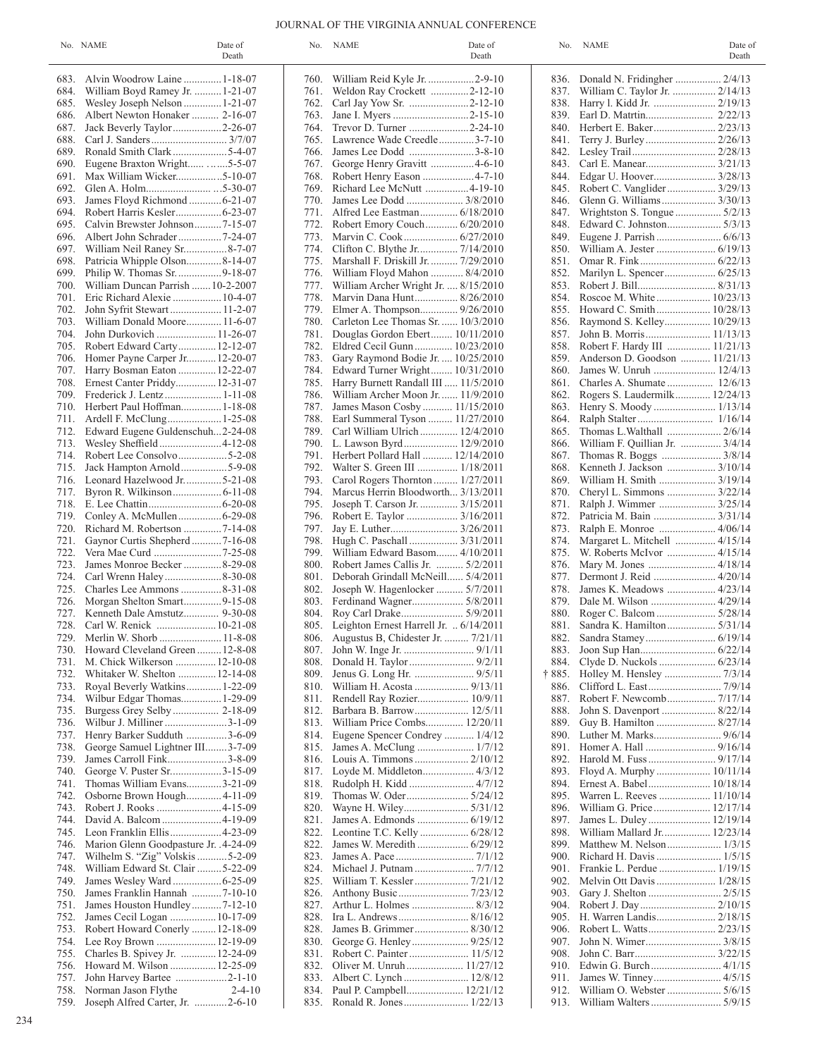| No. | NAME | Date of Death |
|---|---|---|
| 683. | Alvin Woodrow Laine | 1-18-07 |
| 684. | William Boyd Ramey Jr. | 1-21-07 |
| 685. | Wesley Joseph Nelson | 1-21-07 |
| 686. | Albert Newton Honaker | 2-16-07 |
| 687. | Jack Beverly Taylor | 2-26-07 |
| 688. | Carl J. Sanders | 3/7/07 |
| 689. | Ronald Smith Clark | 5-4-07 |
| 690. | Eugene Braxton Wright | 5-5-07 |
| 691. | Max William Wicker | 5-10-07 |
| 692. | Glen A. Holm | 5-30-07 |
| 693. | James Floyd Richmond | 6-21-07 |
| 694. | Robert Harris Kesler | 6-23-07 |
| 695. | Calvin Brewster Johnson | 7-15-07 |
| 696. | Albert John Schrader | 7-24-07 |
| 697. | William Neil Raney Sr. | 8-7-07 |
| 698. | Patricia Whipple Olson | 8-14-07 |
| 699. | Philip W. Thomas Sr. | 9-18-07 |
| 700. | William Duncan Parrish | 10-2-2007 |
| 701. | Eric Richard Alexie | 10-4-07 |
| 702. | John Syfrit Stewart | 11-2-07 |
| 703. | William Donald Moore | 11-6-07 |
| 704. | John Durkovich | 11-26-07 |
| 705. | Robert Edward Carty | 12-12-07 |
| 706. | Homer Payne Carper Jr. | 12-20-07 |
| 707. | Harry Bosman Eaton | 12-22-07 |
| 708. | Ernest Canter Priddy | 12-31-07 |
| 709. | Frederick J. Lentz | 1-11-08 |
| 710. | Herbert Paul Hoffman | 1-18-08 |
| 711. | Ardell F. McClung | 1-25-08 |
| 712. | Edward Eugene Guldenschuh | 2-24-08 |
| 713. | Wesley Sheffield | 4-12-08 |
| 714. | Robert Lee Consolvo | 5-2-08 |
| 715. | Jack Hampton Arnold | 5-9-08 |
| 716. | Leonard Hazelwood Jr. | 5-21-08 |
| 717. | Byron R. Wilkinson | 6-11-08 |
| 718. | E. Lee Chattin | 6-20-08 |
| 719. | Conley A. McMullen | 6-29-08 |
| 720. | Richard M. Robertson | 7-14-08 |
| 721. | Gaynor Curtis Shepherd | 7-16-08 |
| 722. | Vera Mae Curd | 7-25-08 |
| 723. | James Monroe Becker | 8-29-08 |
| 724. | Carl Wrenn Haley | 8-30-08 |
| 725. | Charles Lee Ammons | 8-31-08 |
| 726. | Morgan Shelton Smart | 9-15-08 |
| 727. | Kenneth Dale Amstutz | 9-30-08 |
| 728. | Carl W. Renick | 10-21-08 |
| 729. | Merlin W. Shorb | 11-8-08 |
| 730. | Howard Cleveland Green | 12-8-08 |
| 731. | M. Chick Wilkerson | 12-10-08 |
| 732. | Whitaker W. Shelton | 12-14-08 |
| 733. | Royal Beverly Watkins | 1-22-09 |
| 734. | Wilbur Edgar Thomas | 1-29-09 |
| 735. | Burgess Grey Selby | 2-18-09 |
| 736. | Wilbur J. Milliner | 3-1-09 |
| 737. | Henry Barker Sudduth | 3-6-09 |
| 738. | George Samuel Lightner III | 3-7-09 |
| 739. | James Carroll Fink | 3-8-09 |
| 740. | George V. Puster Sr. | 3-15-09 |
| 741. | Thomas William Evans | 3-21-09 |
| 742. | Osborne Brown Hough | 4-11-09 |
| 743. | Robert J. Rooks | 4-15-09 |
| 744. | David A. Balcom | 4-19-09 |
| 745. | Leon Franklin Ellis | 4-23-09 |
| 746. | Marion Glenn Goodpasture Jr. | 4-24-09 |
| 747. | Wilhelm S. "Zig" Volskis | 5-2-09 |
| 748. | William Edward St. Clair | 5-22-09 |
| 749. | James Wesley Ward | 6-25-09 |
| 750. | James Franklin Hannah | 7-10-10 |
| 751. | James Houston Hundley | 7-12-10 |
| 752. | James Cecil Logan | 10-17-09 |
| 753. | Robert Howard Conerly | 12-18-09 |
| 754. | Lee Roy Brown | 12-19-09 |
| 755. | Charles B. Spivey Jr. | 12-24-09 |
| 756. | Howard M. Wilson | 12-25-09 |
| 757. | John Harvey Bartee | 2-1-10 |
| 758. | Norman Jason Flythe | 2-4-10 |
| 759. | Joseph Alfred Carter, Jr. | 2-6-10 |
| 760. | William Reid Kyle Jr. | 2-9-10 |
| 761. | Weldon Ray Crockett | 2-12-10 |
| 762. | Carl Jay Yow Sr. | 2-12-10 |
| 763. | Jane I. Myers | 2-15-10 |
| 764. | Trevor D. Turner | 2-24-10 |
| 765. | Lawrence Wade Creedle | 3-7-10 |
| 766. | James Lee Dodd | 3-8-10 |
| 767. | George Henry Gravitt | 4-6-10 |
| 768. | Robert Henry Eason | 4-7-10 |
| 769. | Richard Lee McNutt | 4-19-10 |
| 770. | James Lee Dodd | 3/8/2010 |
| 771. | Alfred Lee Eastman | 6/18/2010 |
| 772. | Robert Emory Couch | 6/20/2010 |
| 773. | Marvin C. Cook | 6/27/2010 |
| 774. | Clifton C. Blythe Jr. | 7/14/2010 |
| 775. | Marshall F. Driskill Jr. | 7/29/2010 |
| 776. | William Floyd Mahon | 8/4/2010 |
| 777. | William Archer Wright Jr. | 8/15/2010 |
| 778. | Marvin Dana Hunt | 8/26/2010 |
| 779. | Elmer A. Thompson | 9/26/2010 |
| 780. | Carleton Lee Thomas Sr. | 10/3/2010 |
| 781. | Douglas Gordon Ebert | 10/11/2010 |
| 782. | Eldred Cecil Gunn | 10/23/2010 |
| 783. | Gary Raymond Bodie Jr. | 10/25/2010 |
| 784. | Edward Turner Wright | 10/31/2010 |
| 785. | Harry Burnett Randall III | 11/5/2010 |
| 786. | William Archer Moon Jr. | 11/9/2010 |
| 787. | James Mason Cosby | 11/15/2010 |
| 788. | Earl Summeral Tyson | 11/27/2010 |
| 789. | Carl William Ulrich | 12/4/2010 |
| 790. | L. Lawson Byrd | 12/9/2010 |
| 791. | Herbert Pollard Hall | 12/14/2010 |
| 792. | Walter S. Green III | 1/18/2011 |
| 793. | Carol Rogers Thornton | 1/27/2011 |
| 794. | Marcus Herrin Bloodworth | 3/13/2011 |
| 795. | Joseph T. Carson Jr. | 3/15/2011 |
| 796. | Robert E. Taylor | 3/16/2011 |
| 797. | Jay E. Luther | 3/26/2011 |
| 798. | Hugh C. Paschall | 3/31/2011 |
| 799. | William Edward Basom | 4/10/2011 |
| 800. | Robert James Callis Jr. | 5/2/2011 |
| 801. | Deborah Grindall McNeill | 5/4/2011 |
| 802. | Joseph W. Hagenlocker | 5/7/2011 |
| 803. | Ferdinand Wagner | 5/8/2011 |
| 804. | Roy Carl Drake | 5/9/2011 |
| 805. | Leighton Ernest Harrell Jr. | 6/14/2011 |
| 806. | Augustus B, Chidester Jr. | 7/21/11 |
| 807. | John W. Inge Jr. | 9/1/11 |
| 808. | Donald H. Taylor | 9/2/11 |
| 809. | Jenus G. Long Hr. | 9/5/11 |
| 810. | William H. Acosta | 9/13/11 |
| 811. | Rendell Ray Rozier | 10/9/11 |
| 812. | Barbara B. Barrow | 12/5/11 |
| 813. | William Price Combs | 12/20/11 |
| 814. | Eugene Spencer Condrey | 1/4/12 |
| 815. | James A. McClung | 1/7/12 |
| 816. | Louis A. Timmons | 2/10/12 |
| 817. | Loyde M. Middleton | 4/3/12 |
| 818. | Rudolph H. Kidd | 4/7/12 |
| 819. | Thomas W. Oder | 5/24/12 |
| 820. | Wayne H. Wiley | 5/31/12 |
| 821. | James A. Edmonds | 6/19/12 |
| 822. | Leontine T.C. Kelly | 6/28/12 |
| 822. | James W. Meredith | 6/29/12 |
| 823. | James A. Pace | 7/1/12 |
| 824. | Michael J. Putnam | 7/7/12 |
| 825. | William T. Kessler | 7/21/12 |
| 826. | Anthony Busic | 7/23/12 |
| 827. | Arthur L. Holmes | 8/3/12 |
| 828. | Ira L. Andrews | 8/16/12 |
| 828. | James B. Grimmer | 8/30/12 |
| 830. | George G. Henley | 9/25/12 |
| 831. | Robert C. Painter | 11/5/12 |
| 832. | Oliver M. Unruh | 11/27/12 |
| 833. | Albert C. Lynch | 12/8/12 |
| 834. | Paul P. Campbell | 12/21/12 |
| 835. | Ronald R. Jones | 1/22/13 |
| 836. | Donald N. Fridingher | 2/4/13 |
| 837. | William C. Taylor Jr. | 2/14/13 |
| 838. | Harry l. Kidd Jr. | 2/19/13 |
| 839. | Earl D. Matrtin | 2/22/13 |
| 840. | Herbert E. Baker | 2/23/13 |
| 841. | Terry J. Burley | 2/26/13 |
| 842. | Lesley Trail | 2/28/13 |
| 843. | Carl E. Manear | 3/21/13 |
| 844. | Edgar U. Hoover | 3/28/13 |
| 845. | Robert C. Vanglider | 3/29/13 |
| 846. | Glenn G. Williams | 3/30/13 |
| 847. | Wrightston S. Tongue | 5/2/13 |
| 848. | Edward C. Johnston | 5/3/13 |
| 849. | Eugene J. Parrish | 6/6/13 |
| 850. | William A. Jester | 6/19/13 |
| 851. | Omar R. Fink | 6/22/13 |
| 852. | Marilyn L. Spencer | 6/25/13 |
| 853. | Robert J. Bill | 8/31/13 |
| 854. | Roscoe M. White | 10/23/13 |
| 855. | Howard C. Smith | 10/28/13 |
| 856. | Raymond S. Kelley | 10/29/13 |
| 857. | John B. Morris | 11/13/13 |
| 858. | Robert F. Hardy III | 11/21/13 |
| 859. | Anderson D. Goodson | 11/21/13 |
| 860. | James W. Unruh | 12/4/13 |
| 861. | Charles A. Shumate | 12/6/13 |
| 862. | Rogers S. Laudermilk | 12/24/13 |
| 863. | Henry S. Moody | 1/13/14 |
| 864. | Ralph Stalter | 1/16/14 |
| 865. | Thomas L.Walthall | 2/6/14 |
| 866. | William F. Quillian Jr. | 3/4/14 |
| 867. | Thomas R. Boggs | 3/8/14 |
| 868. | Kenneth J. Jackson | 3/10/14 |
| 869. | William H. Smith | 3/19/14 |
| 870. | Cheryl L. Simmons | 3/22/14 |
| 871. | Ralph J. Wimmer | 3/25/14 |
| 872. | Patricia M. Bain | 3/31/14 |
| 873. | Ralph E. Monroe | 4/06/14 |
| 874. | Margaret L. Mitchell | 4/15/14 |
| 875. | W. Roberts McIvor | 4/15/14 |
| 876. | Mary M. Jones | 4/18/14 |
| 877. | Dermont J. Reid | 4/20/14 |
| 878. | James K. Meadows | 4/23/14 |
| 879. | Dale M. Wilson | 4/29/14 |
| 880. | Roger C. Balcom | 5/28/14 |
| 881. | Sandra K. Hamilton | 5/31/14 |
| 882. | Sandra Stamey | 6/19/14 |
| 883. | Joon Sup Han | 6/22/14 |
| 884. | Clyde D. Nuckols | 6/23/14 |
| † 885. | Holley M. Hensley | 7/3/14 |
| 886. | Clifford L. East | 7/9/14 |
| 887. | Robert F. Newcomb | 7/17/14 |
| 888. | John S. Davenport | 8/22/14 |
| 889. | Guy B. Hamilton | 8/27/14 |
| 890. | Luther M. Marks | 9/6/14 |
| 891. | Homer A. Hall | 9/16/14 |
| 892. | Harold M. Fuss | 9/17/14 |
| 893. | Floyd A. Murphy | 10/11/14 |
| 894. | Ernest A. Babel | 10/18/14 |
| 895. | Warren L. Reeves | 11/10/14 |
| 896. | William G. Price | 12/17/14 |
| 897. | James L. Duley | 12/19/14 |
| 898. | William Mallard Jr. | 12/23/14 |
| 899. | Matthew M. Nelson | 1/3/15 |
| 900. | Richard H. Davis | 1/5/15 |
| 901. | Frankie L. Perdue | 1/19/15 |
| 902. | Melvin Ott Davis | 1/28/15 |
| 903. | Gary J. Shelton | 2/5/15 |
| 904. | Robert J. Day | 2/10/15 |
| 905. | H. Warren Landis | 2/18/15 |
| 906. | Robert L. Watts | 2/23/15 |
| 907. | John N. Wimer | 3/8/15 |
| 908. | John C. Barr | 3/22/15 |
| 910. | Edwin G. Burch | 4/1/15 |
| 911. | James W. Tinney | 4/5/15 |
| 912. | William O. Webster | 5/6/15 |
| 913. | William Walters | 5/9/15 |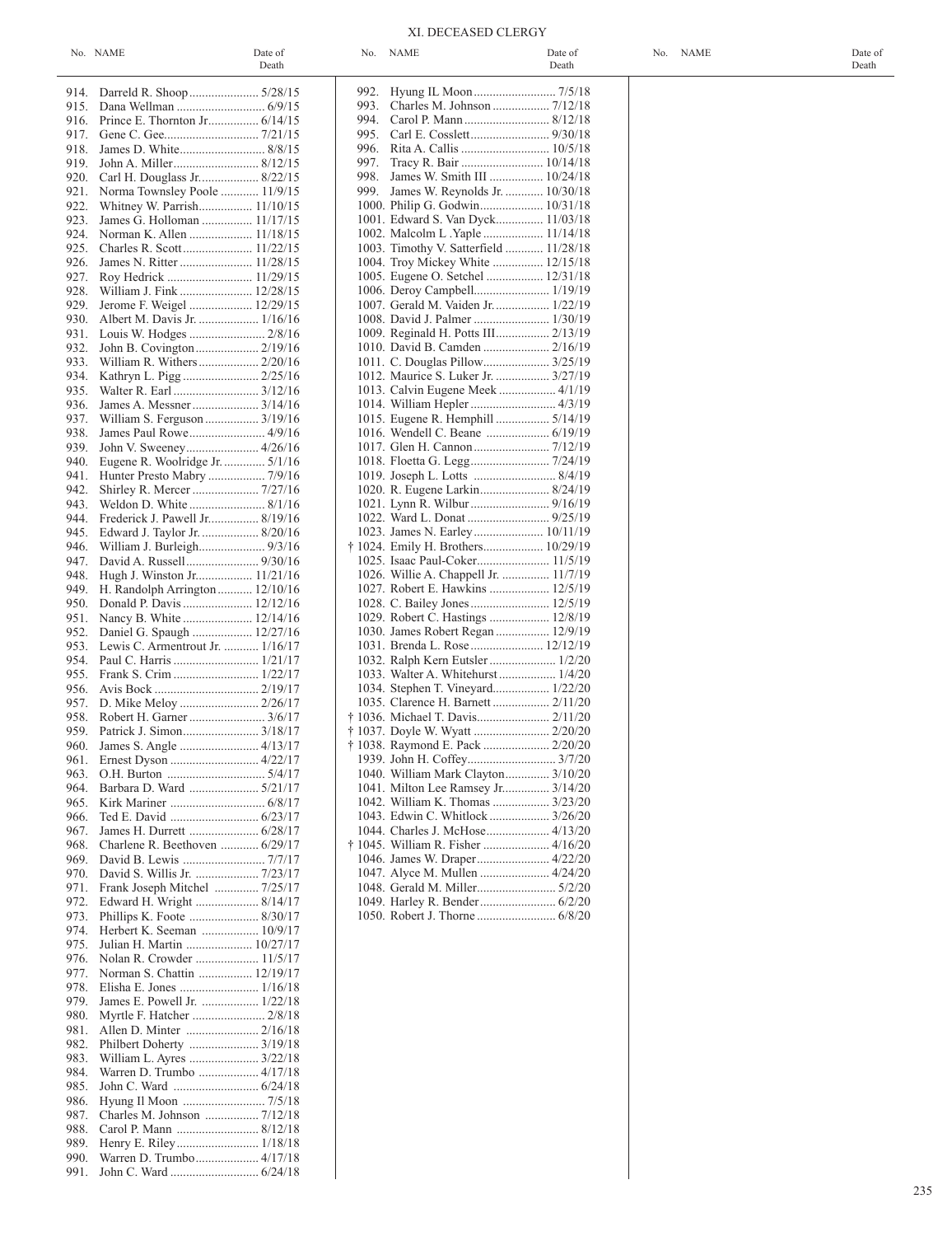# XI. DECEASED CLERGY

| No. | NAME | Date of Death |
|---|---|---|
| 914. | Darreld R. Shoop | 5/28/15 |
| 915. | Dana Wellman | 6/9/15 |
| 916. | Prince E. Thornton Jr. | 6/14/15 |
| 917. | Gene C. Gee | 7/21/15 |
| 918. | James D. White | 8/8/15 |
| 919. | John A. Miller | 8/12/15 |
| 920. | Carl H. Douglass Jr. | 8/22/15 |
| 921. | Norma Townsley Poole | 11/9/15 |
| 922. | Whitney W. Parrish | 11/10/15 |
| 923. | James G. Holloman | 11/17/15 |
| 924. | Norman K. Allen | 11/18/15 |
| 925. | Charles R. Scott | 11/22/15 |
| 926. | James N. Ritter | 11/28/15 |
| 927. | Roy Hedrick | 11/29/15 |
| 928. | William J. Fink | 12/28/15 |
| 929. | Jerome F. Weigel | 12/29/15 |
| 930. | Albert M. Davis Jr. | 1/16/16 |
| 931. | Louis W. Hodges | 2/8/16 |
| 932. | John B. Covington | 2/19/16 |
| 933. | William R. Withers | 2/20/16 |
| 934. | Kathryn L. Pigg | 2/25/16 |
| 935. | Walter R. Earl | 3/12/16 |
| 936. | James A. Messner | 3/14/16 |
| 937. | William S. Ferguson | 3/19/16 |
| 938. | James Paul Rowe | 4/9/16 |
| 939. | John V. Sweeney | 4/26/16 |
| 940. | Eugene R. Woolridge Jr. | 5/1/16 |
| 941. | Hunter Presto Mabry | 7/9/16 |
| 942. | Shirley R. Mercer | 7/27/16 |
| 943. | Weldon D. White | 8/1/16 |
| 944. | Frederick J. Pawell Jr. | 8/19/16 |
| 945. | Edward J. Taylor Jr. | 8/20/16 |
| 946. | William J. Burleigh | 9/3/16 |
| 947. | David A. Russell | 9/30/16 |
| 948. | Hugh J. Winston Jr. | 11/21/16 |
| 949. | H. Randolph Arrington | 12/10/16 |
| 950. | Donald P. Davis | 12/12/16 |
| 951. | Nancy B. White | 12/14/16 |
| 952. | Daniel G. Spaugh | 12/27/16 |
| 953. | Lewis C. Armentrout Jr. | 1/16/17 |
| 954. | Paul C. Harris | 1/21/17 |
| 955. | Frank S. Crim | 1/22/17 |
| 956. | Avis Bock | 2/19/17 |
| 957. | D. Mike Meloy | 2/26/17 |
| 958. | Robert H. Garner | 3/6/17 |
| 959. | Patrick J. Simon | 3/18/17 |
| 960. | James S. Angle | 4/13/17 |
| 961. | Ernest Dyson | 4/22/17 |
| 963. | O.H. Burton | 5/4/17 |
| 964. | Barbara D. Ward | 5/21/17 |
| 965. | Kirk Mariner | 6/8/17 |
| 966. | Ted E. David | 6/23/17 |
| 967. | James H. Durrett | 6/28/17 |
| 968. | Charlene R. Beethoven | 6/29/17 |
| 969. | David B. Lewis | 7/7/17 |
| 970. | David S. Willis Jr. | 7/23/17 |
| 971. | Frank Joseph Mitchel | 7/25/17 |
| 972. | Edward H. Wright | 8/14/17 |
| 973. | Phillips K. Foote | 8/30/17 |
| 974. | Herbert K. Seeman | 10/9/17 |
| 975. | Julian H. Martin | 10/27/17 |
| 976. | Nolan R. Crowder | 11/5/17 |
| 977. | Norman S. Chattin | 12/19/17 |
| 978. | Elisha E. Jones | 1/16/18 |
| 979. | James E. Powell Jr. | 1/22/18 |
| 980. | Myrtle F. Hatcher | 2/8/18 |
| 981. | Allen D. Minter | 2/16/18 |
| 982. | Philbert Doherty | 3/19/18 |
| 983. | William L. Ayres | 3/22/18 |
| 984. | Warren D. Trumbo | 4/17/18 |
| 985. | John C. Ward | 6/24/18 |
| 986. | Hyung Il Moon | 7/5/18 |
| 987. | Charles M. Johnson | 7/12/18 |
| 988. | Carol P. Mann | 8/12/18 |
| 989. | Henry E. Riley | 1/18/18 |
| 990. | Warren D. Trumbo | 4/17/18 |
| 991. | John C. Ward | 6/24/18 |
| 992. | Hyung IL Moon | 7/5/18 |
| 993. | Charles M. Johnson | 7/12/18 |
| 994. | Carol P. Mann | 8/12/18 |
| 995. | Carl E. Cosslett | 9/30/18 |
| 996. | Rita A. Callis | 10/5/18 |
| 997. | Tracy R. Bair | 10/14/18 |
| 998. | James W. Smith III | 10/24/18 |
| 999. | James W. Reynolds Jr. | 10/30/18 |
| 1000. | Philip G. Godwin | 10/31/18 |
| 1001. | Edward S. Van Dyck | 11/03/18 |
| 1002. | Malcolm L .Yaple | 11/14/18 |
| 1003. | Timothy V. Satterfield | 11/28/18 |
| 1004. | Troy Mickey White | 12/15/18 |
| 1005. | Eugene O. Setchel | 12/31/18 |
| 1006. | Deroy Campbell | 1/19/19 |
| 1007. | Gerald M. Vaiden Jr. | 1/22/19 |
| 1008. | David J. Palmer | 1/30/19 |
| 1009. | Reginald H. Potts III | 2/13/19 |
| 1010. | David B. Camden | 2/16/19 |
| 1011. | C. Douglas Pillow | 3/25/19 |
| 1012. | Maurice S. Luker Jr. | 3/27/19 |
| 1013. | Calvin Eugene Meek | 4/1/19 |
| 1014. | William Hepler | 4/3/19 |
| 1015. | Eugene R. Hemphill | 5/14/19 |
| 1016. | Wendell C. Beane | 6/19/19 |
| 1017. | Glen H. Cannon | 7/12/19 |
| 1018. | Floetta G. Legg | 7/24/19 |
| 1019. | Joseph L. Lotts | 8/4/19 |
| 1020. | R. Eugene Larkin | 8/24/19 |
| 1021. | Lynn R. Wilbur | 9/16/19 |
| 1022. | Ward L. Donat | 9/25/19 |
| 1023. | James N. Earley | 10/11/19 |
| † 1024. | Emily H. Brothers | 10/29/19 |
| 1025. | Isaac Paul-Coker | 11/5/19 |
| 1026. | Willie A. Chappell Jr. | 11/7/19 |
| 1027. | Robert E. Hawkins | 12/5/19 |
| 1028. | C. Bailey Jones | 12/5/19 |
| 1029. | Robert C. Hastings | 12/8/19 |
| 1030. | James Robert Regan | 12/9/19 |
| 1031. | Brenda L. Rose | 12/12/19 |
| 1032. | Ralph Kern Eutsler | 1/2/20 |
| 1033. | Walter A. Whitehurst | 1/4/20 |
| 1034. | Stephen T. Vineyard | 1/22/20 |
| 1035. | Clarence H. Barnett | 2/11/20 |
| † 1036. | Michael T. Davis | 2/11/20 |
| † 1037. | Doyle W. Wyatt | 2/20/20 |
| † 1038. | Raymond E. Pack | 2/20/20 |
| 1939. | John H. Coffey | 3/7/20 |
| 1040. | William Mark Clayton | 3/10/20 |
| 1041. | Milton Lee Ramsey Jr. | 3/14/20 |
| 1042. | William K. Thomas | 3/23/20 |
| 1043. | Edwin C. Whitlock | 3/26/20 |
| 1044. | Charles J. McHose | 4/13/20 |
| † 1045. | William R. Fisher | 4/16/20 |
| 1046. | James W. Draper | 4/22/20 |
| 1047. | Alyce M. Mullen | 4/24/20 |
| 1048. | Gerald M. Miller | 5/2/20 |
| 1049. | Harley R. Bender | 6/2/20 |
| 1050. | Robert J. Thorne | 6/8/20 |